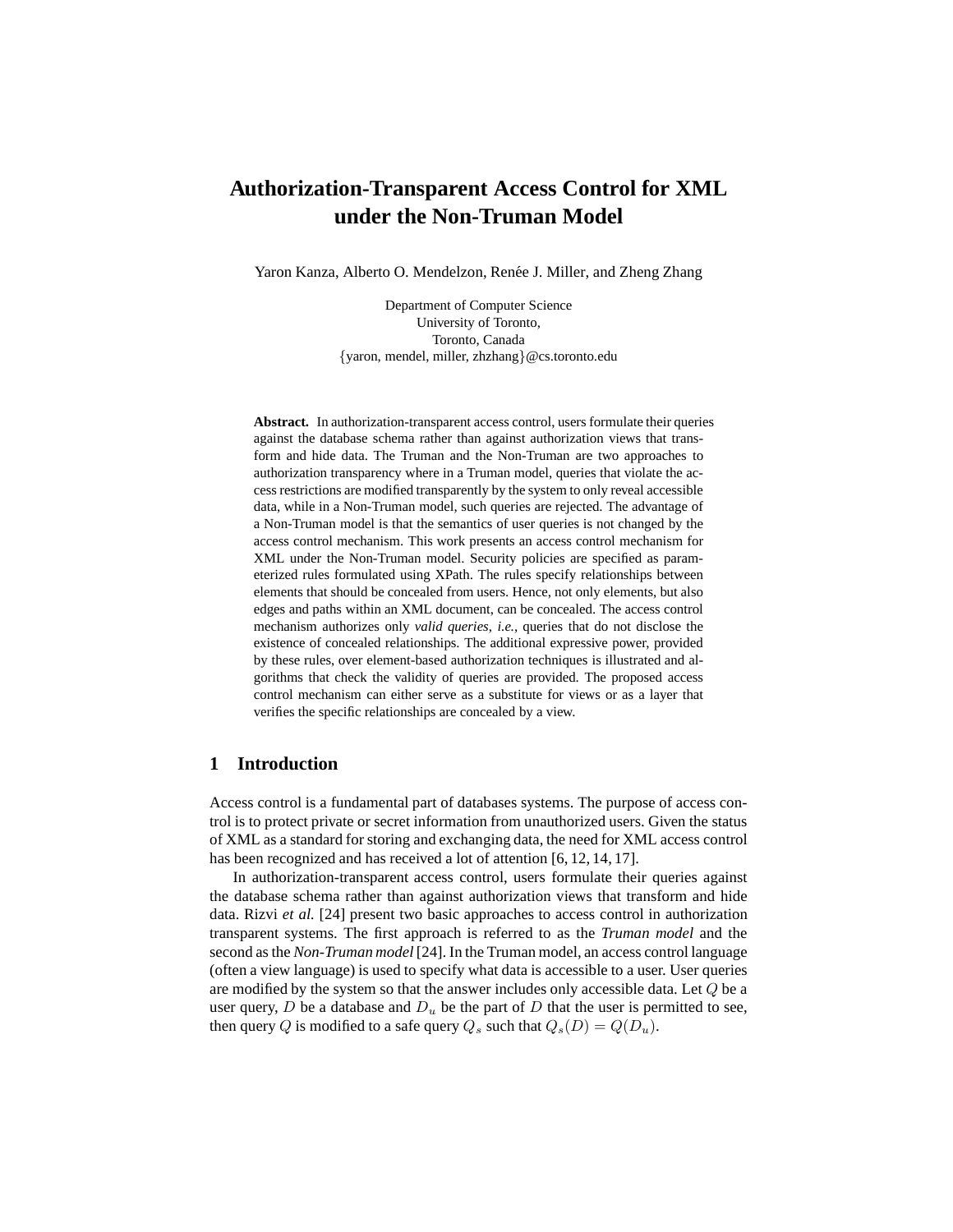# Authorization-Transparent Access Control for XML under the Non-Truman Model

Yaron Kanza, Alberto O. Mendelzon, Renée J. Miller, and Zheng Zhang

Department of Computer Science
University of Toronto,
Toronto, Canada
{yaron, mendel, miller, zhzhang}@cs.toronto.edu

**Abstract.** In authorization-transparent access control, users formulate their queries against the database schema rather than against authorization views that transform and hide data. The Truman and the Non-Truman are two approaches to authorization transparency where in a Truman model, queries that violate the access restrictions are modified transparently by the system to only reveal accessible data, while in a Non-Truman model, such queries are rejected. The advantage of a Non-Truman model is that the semantics of user queries is not changed by the access control mechanism. This work presents an access control mechanism for XML under the Non-Truman model. Security policies are specified as parameterized rules formulated using XPath. The rules specify relationships between elements that should be concealed from users. Hence, not only elements, but also edges and paths within an XML document, can be concealed. The access control mechanism authorizes only *valid queries*, *i.e.*, queries that do not disclose the existence of concealed relationships. The additional expressive power, provided by these rules, over element-based authorization techniques is illustrated and algorithms that check the validity of queries are provided. The proposed access control mechanism can either serve as a substitute for views or as a layer that verifies the specific relationships are concealed by a view.

## 1 Introduction

Access control is a fundamental part of databases systems. The purpose of access control is to protect private or secret information from unauthorized users. Given the status of XML as a standard for storing and exchanging data, the need for XML access control has been recognized and has received a lot of attention [6, 12, 14, 17].

In authorization-transparent access control, users formulate their queries against the database schema rather than against authorization views that transform and hide data. Rizvi *et al.* [24] present two basic approaches to access control in authorization transparent systems. The first approach is referred to as the *Truman model* and the second as the *Non-Truman model* [24]. In the Truman model, an access control language (often a view language) is used to specify what data is accessible to a user. User queries are modified by the system so that the answer includes only accessible data. Let $Q$ be a user query, $D$ be a database and $D_u$ be the part of $D$ that the user is permitted to see, then query $Q$ is modified to a safe query $Q_s$ such that $Q_s(D) = Q(D_u)$.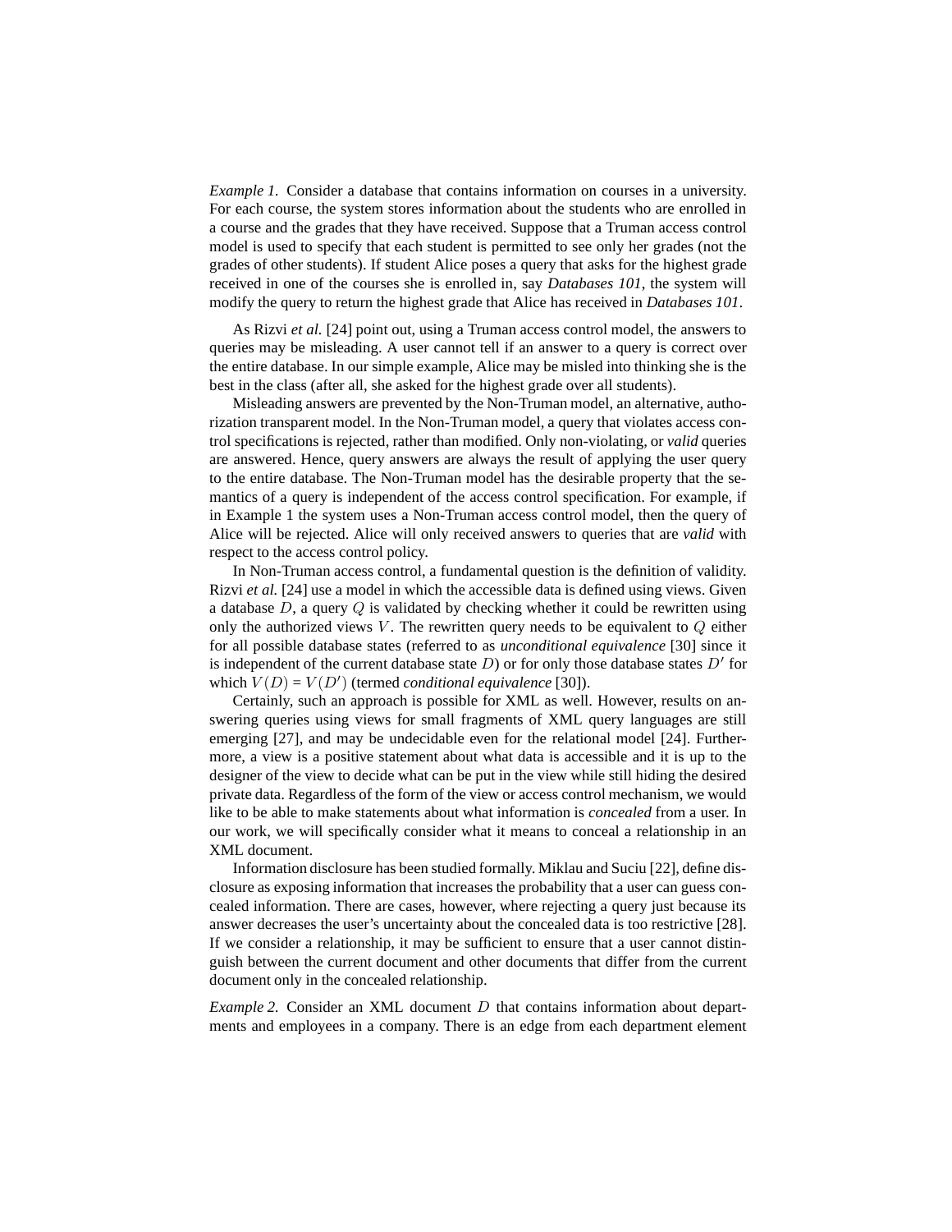*Example 1.* Consider a database that contains information on courses in a university. For each course, the system stores information about the students who are enrolled in a course and the grades that they have received. Suppose that a Truman access control model is used to specify that each student is permitted to see only her grades (not the grades of other students). If student Alice poses a query that asks for the highest grade received in one of the courses she is enrolled in, say *Databases 101*, the system will modify the query to return the highest grade that Alice has received in *Databases 101*.

As Rizvi *et al.* [24] point out, using a Truman access control model, the answers to queries may be misleading. A user cannot tell if an answer to a query is correct over the entire database. In our simple example, Alice may be misled into thinking she is the best in the class (after all, she asked for the highest grade over all students).

Misleading answers are prevented by the Non-Truman model, an alternative, authorization transparent model. In the Non-Truman model, a query that violates access control specifications is rejected, rather than modified. Only non-violating, or *valid* queries are answered. Hence, query answers are always the result of applying the user query to the entire database. The Non-Truman model has the desirable property that the semantics of a query is independent of the access control specification. For example, if in Example 1 the system uses a Non-Truman access control model, then the query of Alice will be rejected. Alice will only received answers to queries that are *valid* with respect to the access control policy.

In Non-Truman access control, a fundamental question is the definition of validity. Rizvi *et al.* [24] use a model in which the accessible data is defined using views. Given a database $D$, a query $Q$ is validated by checking whether it could be rewritten using only the authorized views $V$. The rewritten query needs to be equivalent to $Q$ either for all possible database states (referred to as *unconditional equivalence* [30] since it is independent of the current database state $D$) or for only those database states $D'$ for which $V(D) = V(D')$ (termed *conditional equivalence* [30]).

Certainly, such an approach is possible for XML as well. However, results on answering queries using views for small fragments of XML query languages are still emerging [27], and may be undecidable even for the relational model [24]. Furthermore, a view is a positive statement about what data is accessible and it is up to the designer of the view to decide what can be put in the view while still hiding the desired private data. Regardless of the form of the view or access control mechanism, we would like to be able to make statements about what information is *concealed* from a user. In our work, we will specifically consider what it means to conceal a relationship in an XML document.

Information disclosure has been studied formally. Miklau and Suciu [22], define disclosure as exposing information that increases the probability that a user can guess concealed information. There are cases, however, where rejecting a query just because its answer decreases the user's uncertainty about the concealed data is too restrictive [28]. If we consider a relationship, it may be sufficient to ensure that a user cannot distinguish between the current document and other documents that differ from the current document only in the concealed relationship.

*Example 2.* Consider an XML document $D$ that contains information about departments and employees in a company. There is an edge from each department element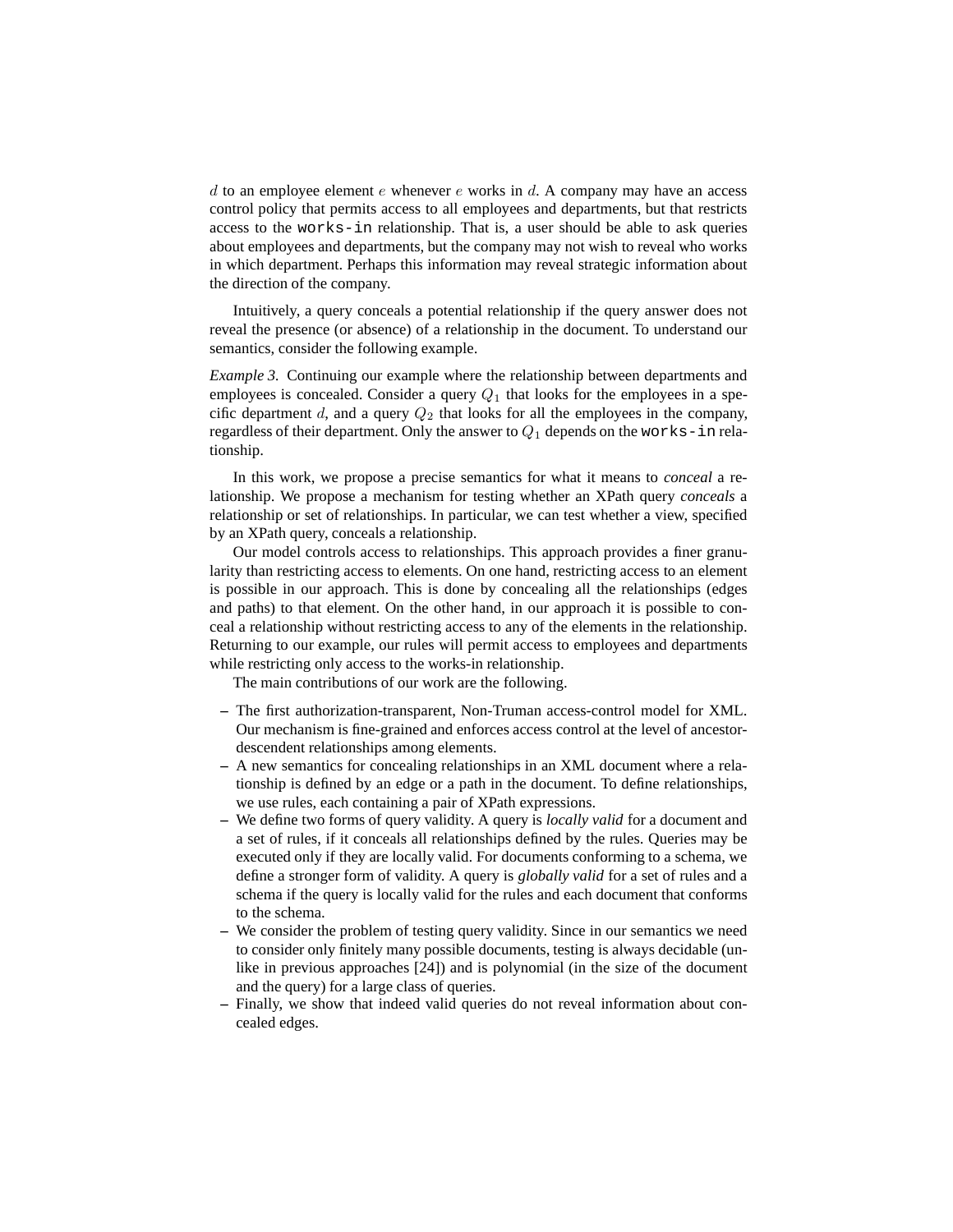$d$ to an employee element $e$ whenever $e$ works in $d$. A company may have an access control policy that permits access to all employees and departments, but that restricts access to the `works-in` relationship. That is, a user should be able to ask queries about employees and departments, but the company may not wish to reveal who works in which department. Perhaps this information may reveal strategic information about the direction of the company.

Intuitively, a query conceals a potential relationship if the query answer does not reveal the presence (or absence) of a relationship in the document. To understand our semantics, consider the following example.

*Example 3.* Continuing our example where the relationship between departments and employees is concealed. Consider a query $Q_1$ that looks for the employees in a specific department $d$, and a query $Q_2$ that looks for all the employees in the company, regardless of their department. Only the answer to $Q_1$ depends on the `works-in` relationship.

In this work, we propose a precise semantics for what it means to *conceal* a relationship. We propose a mechanism for testing whether an XPath query *conceals* a relationship or set of relationships. In particular, we can test whether a view, specified by an XPath query, conceals a relationship.

Our model controls access to relationships. This approach provides a finer granularity than restricting access to elements. On one hand, restricting access to an element is possible in our approach. This is done by concealing all the relationships (edges and paths) to that element. On the other hand, in our approach it is possible to conceal a relationship without restricting access to any of the elements in the relationship. Returning to our example, our rules will permit access to employees and departments while restricting only access to the works-in relationship.

The main contributions of our work are the following.

– The first authorization-transparent, Non-Truman access-control model for XML. Our mechanism is fine-grained and enforces access control at the level of ancestor-descendent relationships among elements.
– A new semantics for concealing relationships in an XML document where a relationship is defined by an edge or a path in the document. To define relationships, we use rules, each containing a pair of XPath expressions.
– We define two forms of query validity. A query is *locally valid* for a document and a set of rules, if it conceals all relationships defined by the rules. Queries may be executed only if they are locally valid. For documents conforming to a schema, we define a stronger form of validity. A query is *globally valid* for a set of rules and a schema if the query is locally valid for the rules and each document that conforms to the schema.
– We consider the problem of testing query validity. Since in our semantics we need to consider only finitely many possible documents, testing is always decidable (unlike in previous approaches [24]) and is polynomial (in the size of the document and the query) for a large class of queries.
– Finally, we show that indeed valid queries do not reveal information about concealed edges.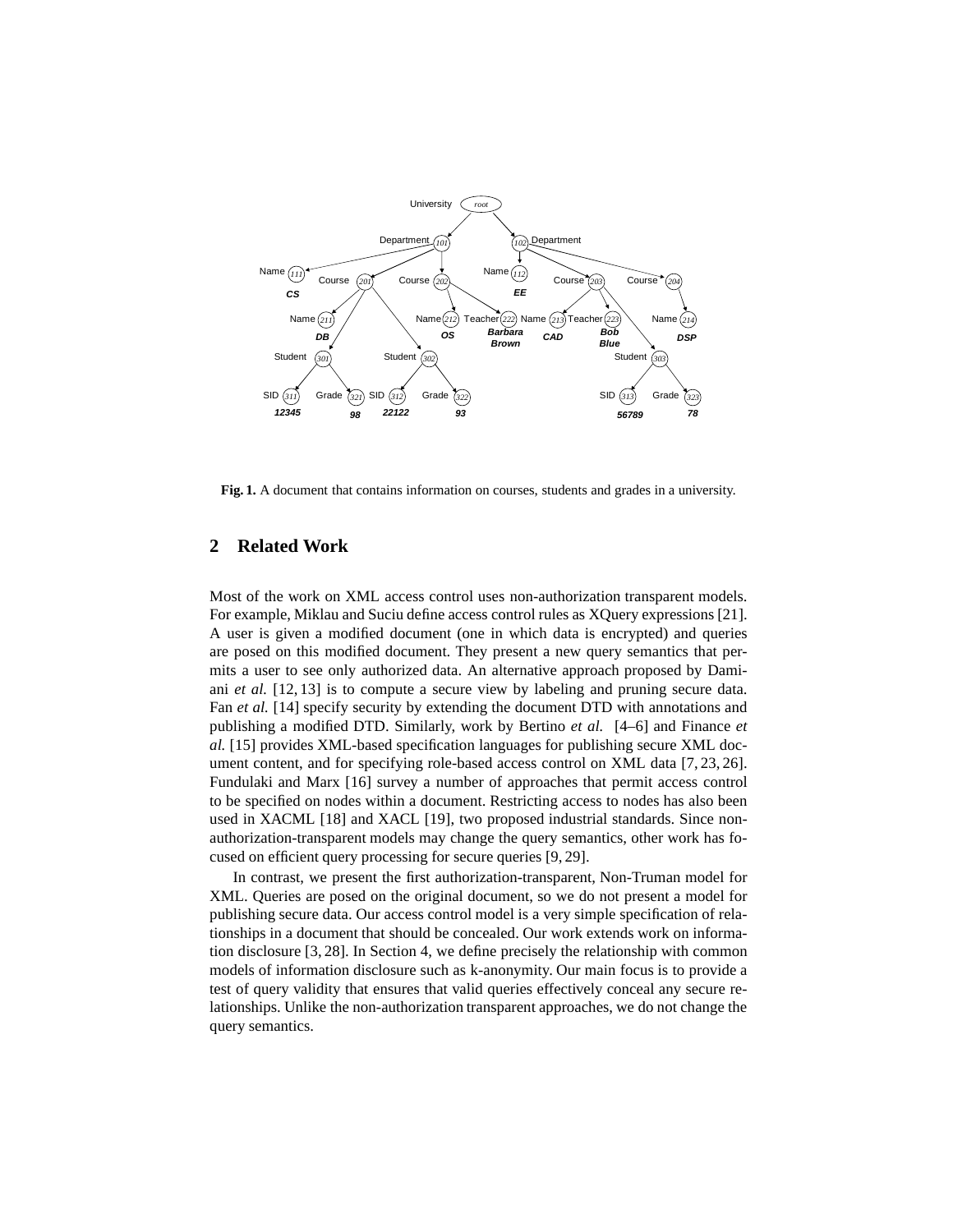Fig. 1. A document that contains information on courses, students and grades in a university.

## 2 Related Work

Most of the work on XML access control uses non-authorization transparent models. For example, Miklau and Suciu define access control rules as XQuery expressions [21]. A user is given a modified document (one in which data is encrypted) and queries are posed on this modified document. They present a new query semantics that permits a user to see only authorized data. An alternative approach proposed by Damiani *et al.* [12, 13] is to compute a secure view by labeling and pruning secure data. Fan *et al.* [14] specify security by extending the document DTD with annotations and publishing a modified DTD. Similarly, work by Bertino *et al.* [4–6] and Finance *et al.* [15] provides XML-based specification languages for publishing secure XML document content, and for specifying role-based access control on XML data [7, 23, 26]. Fundulaki and Marx [16] survey a number of approaches that permit access control to be specified on nodes within a document. Restricting access to nodes has also been used in XACML [18] and XACL [19], two proposed industrial standards. Since non-authorization-transparent models may change the query semantics, other work has focused on efficient query processing for secure queries [9, 29].

In contrast, we present the first authorization-transparent, Non-Truman model for XML. Queries are posed on the original document, so we do not present a model for publishing secure data. Our access control model is a very simple specification of relationships in a document that should be concealed. Our work extends work on information disclosure [3, 28]. In Section 4, we define precisely the relationship with common models of information disclosure such as k-anonymity. Our main focus is to provide a test of query validity that ensures that valid queries effectively conceal any secure relationships. Unlike the non-authorization transparent approaches, we do not change the query semantics.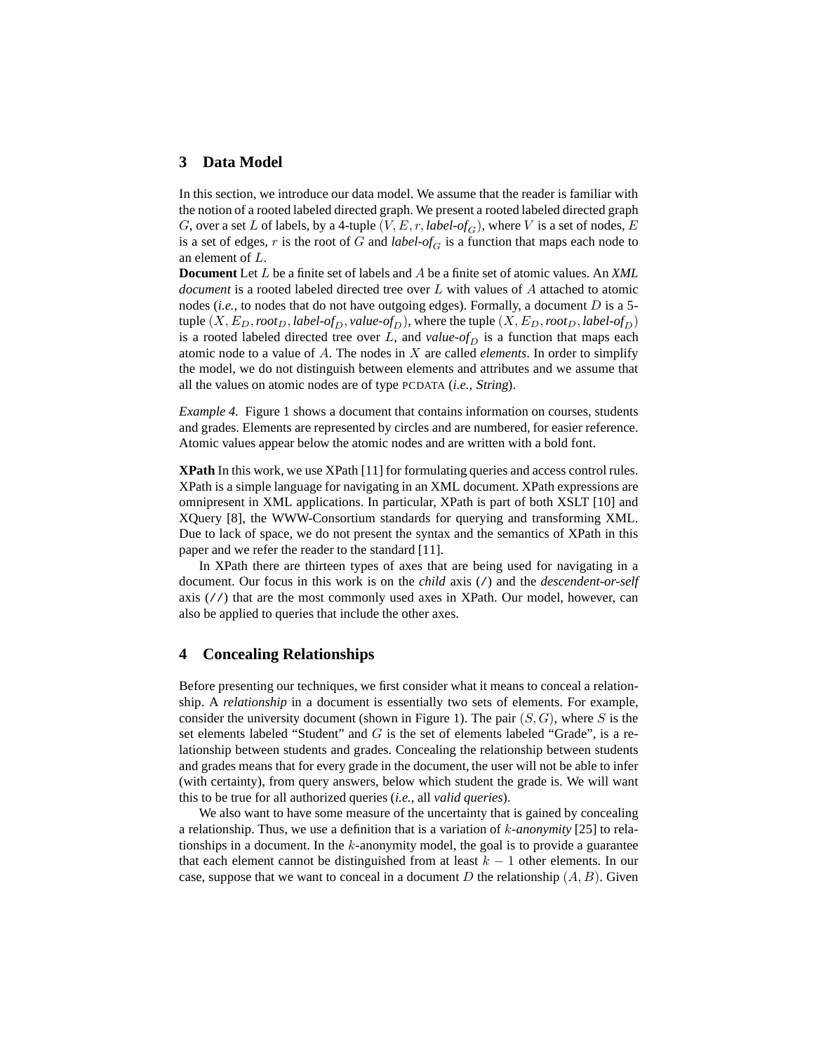## 3 Data Model

In this section, we introduce our data model. We assume that the reader is familiar with the notion of a rooted labeled directed graph. We present a rooted labeled directed graph $G$, over a set $L$ of labels, by a 4-tuple $(V, E, r, \textit{label-of}_G)$, where $V$ is a set of nodes, $E$ is a set of edges, $r$ is the root of $G$ and $\textit{label-of}_G$ is a function that maps each node to an element of $L$.

**Document** Let $L$ be a finite set of labels and $A$ be a finite set of atomic values. An *XML document* is a rooted labeled directed tree over $L$ with values of $A$ attached to atomic nodes (*i.e.,* to nodes that do not have outgoing edges). Formally, a document $D$ is a 5-tuple $(X, E_D, \textit{root}_D, \textit{label-of}_D, \textit{value-of}_D)$, where the tuple $(X, E_D, \textit{root}_D, \textit{label-of}_D)$ is a rooted labeled directed tree over $L$, and $\textit{value-of}_D$ is a function that maps each atomic node to a value of $A$. The nodes in $X$ are called *elements*. In order to simplify the model, we do not distinguish between elements and attributes and we assume that all the values on atomic nodes are of type PCDATA (*i.e., String*).

*Example 4.* Figure 1 shows a document that contains information on courses, students and grades. Elements are represented by circles and are numbered, for easier reference. Atomic values appear below the atomic nodes and are written with a bold font.

**XPath** In this work, we use XPath [11] for formulating queries and access control rules. XPath is a simple language for navigating in an XML document. XPath expressions are omnipresent in XML applications. In particular, XPath is part of both XSLT [10] and XQuery [8], the WWW-Consortium standards for querying and transforming XML. Due to lack of space, we do not present the syntax and the semantics of XPath in this paper and we refer the reader to the standard [11].

In XPath there are thirteen types of axes that are being used for navigating in a document. Our focus in this work is on the *child* axis (`/`) and the *descendent-or-self* axis (`//`) that are the most commonly used axes in XPath. Our model, however, can also be applied to queries that include the other axes.

## 4 Concealing Relationships

Before presenting our techniques, we first consider what it means to conceal a relationship. A *relationship* in a document is essentially two sets of elements. For example, consider the university document (shown in Figure 1). The pair $(S, G)$, where $S$ is the set elements labeled "Student" and $G$ is the set of elements labeled "Grade", is a relationship between students and grades. Concealing the relationship between students and grades means that for every grade in the document, the user will not be able to infer (with certainty), from query answers, below which student the grade is. We will want this to be true for all authorized queries (*i.e.,* all *valid queries*).

We also want to have some measure of the uncertainty that is gained by concealing a relationship. Thus, we use a definition that is a variation of $k$-*anonymity* [25] to relationships in a document. In the $k$-anonymity model, the goal is to provide a guarantee that each element cannot be distinguished from at least $k-1$ other elements. In our case, suppose that we want to conceal in a document $D$ the relationship $(A, B)$. Given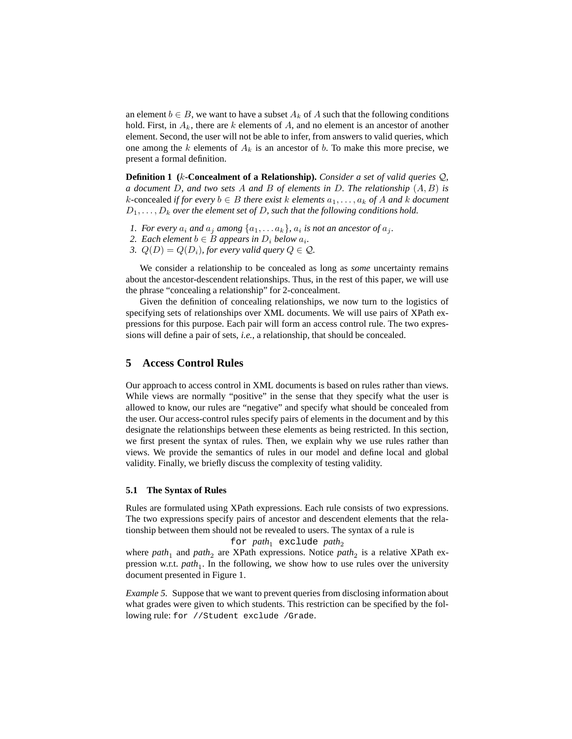an element $b \in B$, we want to have a subset $A_k$ of $A$ such that the following conditions hold. First, in $A_k$, there are $k$ elements of $A$, and no element is an ancestor of another element. Second, the user will not be able to infer, from answers to valid queries, which one among the $k$ elements of $A_k$ is an ancestor of $b$. To make this more precise, we present a formal definition.

**Definition 1** **($k$-Concealment of a Relationship).** *Consider a set of valid queries $\mathcal{Q}$, a document $D$, and two sets $A$ and $B$ of elements in $D$. The relationship $(A, B)$ is* $k$-concealed *if for every $b \in B$ there exist $k$ elements $a_1, \ldots, a_k$ of $A$ and $k$ document $D_1, \ldots, D_k$ over the element set of $D$, such that the following conditions hold.*

1. *For every $a_i$ and $a_j$ among $\{a_1, \ldots a_k\}$, $a_i$ is not an ancestor of $a_j$.*
2. *Each element $b \in B$ appears in $D_i$ below $a_i$.*
3. *$Q(D) = Q(D_i)$, for every valid query $Q \in \mathcal{Q}$.*

We consider a relationship to be concealed as long as *some* uncertainty remains about the ancestor-descendent relationships. Thus, in the rest of this paper, we will use the phrase "concealing a relationship" for 2-concealment.

Given the definition of concealing relationships, we now turn to the logistics of specifying sets of relationships over XML documents. We will use pairs of XPath expressions for this purpose. Each pair will form an access control rule. The two expressions will define a pair of sets, *i.e.*, a relationship, that should be concealed.

## 5 Access Control Rules

Our approach to access control in XML documents is based on rules rather than views. While views are normally "positive" in the sense that they specify what the user is allowed to know, our rules are "negative" and specify what should be concealed from the user. Our access-control rules specify pairs of elements in the document and by this designate the relationships between these elements as being restricted. In this section, we first present the syntax of rules. Then, we explain why we use rules rather than views. We provide the semantics of rules in our model and define local and global validity. Finally, we briefly discuss the complexity of testing validity.

### 5.1 The Syntax of Rules

Rules are formulated using XPath expressions. Each rule consists of two expressions. The two expressions specify pairs of ancestor and descendent elements that the relationship between them should not be revealed to users. The syntax of a rule is

`for` *path*$_1$ `exclude` *path*$_2$

where *path*$_1$ and *path*$_2$ are XPath expressions. Notice *path*$_2$ is a relative XPath expression w.r.t. *path*$_1$. In the following, we show how to use rules over the university document presented in Figure 1.

*Example 5.* Suppose that we want to prevent queries from disclosing information about what grades were given to which students. This restriction can be specified by the following rule: `for //Student exclude /Grade`.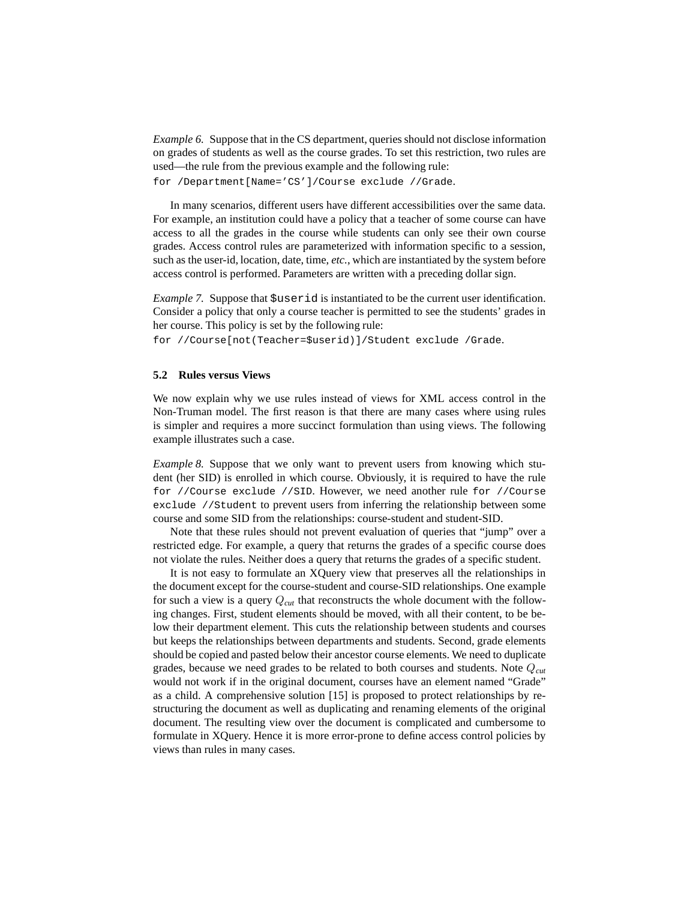*Example 6.* Suppose that in the CS department, queries should not disclose information on grades of students as well as the course grades. To set this restriction, two rules are used—the rule from the previous example and the following rule:
`for /Department[Name='CS']/Course exclude //Grade`.

In many scenarios, different users have different accessibilities over the same data. For example, an institution could have a policy that a teacher of some course can have access to all the grades in the course while students can only see their own course grades. Access control rules are parameterized with information specific to a session, such as the user-id, location, date, time, *etc.*, which are instantiated by the system before access control is performed. Parameters are written with a preceding dollar sign.

*Example 7.* Suppose that `$userid` is instantiated to be the current user identification. Consider a policy that only a course teacher is permitted to see the students' grades in her course. This policy is set by the following rule:
`for //Course[not(Teacher=$userid)]/Student exclude /Grade`.

### 5.2 Rules versus Views

We now explain why we use rules instead of views for XML access control in the Non-Truman model. The first reason is that there are many cases where using rules is simpler and requires a more succinct formulation than using views. The following example illustrates such a case.

*Example 8.* Suppose that we only want to prevent users from knowing which student (her SID) is enrolled in which course. Obviously, it is required to have the rule `for //Course exclude //SID`. However, we need another rule `for //Course exclude //Student` to prevent users from inferring the relationship between some course and some SID from the relationships: course-student and student-SID.

Note that these rules should not prevent evaluation of queries that "jump" over a restricted edge. For example, a query that returns the grades of a specific course does not violate the rules. Neither does a query that returns the grades of a specific student.

It is not easy to formulate an XQuery view that preserves all the relationships in the document except for the course-student and course-SID relationships. One example for such a view is a query $Q_{cut}$ that reconstructs the whole document with the following changes. First, student elements should be moved, with all their content, to be below their department element. This cuts the relationship between students and courses but keeps the relationships between departments and students. Second, grade elements should be copied and pasted below their ancestor course elements. We need to duplicate grades, because we need grades to be related to both courses and students. Note $Q_{cut}$ would not work if in the original document, courses have an element named "Grade" as a child. A comprehensive solution [15] is proposed to protect relationships by restructuring the document as well as duplicating and renaming elements of the original document. The resulting view over the document is complicated and cumbersome to formulate in XQuery. Hence it is more error-prone to define access control policies by views than rules in many cases.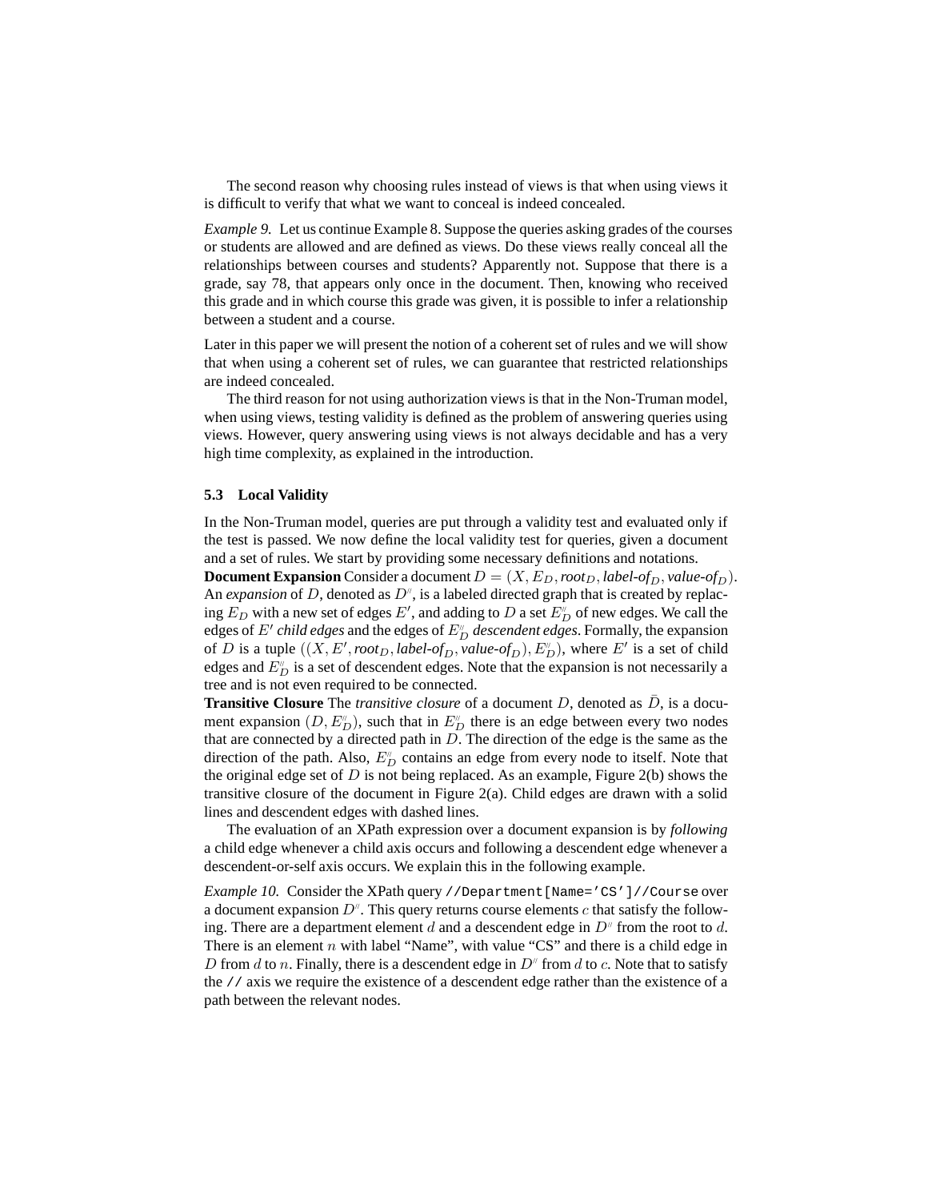The second reason why choosing rules instead of views is that when using views it is difficult to verify that what we want to conceal is indeed concealed.

*Example 9.* Let us continue Example 8. Suppose the queries asking grades of the courses or students are allowed and are defined as views. Do these views really conceal all the relationships between courses and students? Apparently not. Suppose that there is a grade, say 78, that appears only once in the document. Then, knowing who received this grade and in which course this grade was given, it is possible to infer a relationship between a student and a course.

Later in this paper we will present the notion of a coherent set of rules and we will show that when using a coherent set of rules, we can guarantee that restricted relationships are indeed concealed.

The third reason for not using authorization views is that in the Non-Truman model, when using views, testing validity is defined as the problem of answering queries using views. However, query answering using views is not always decidable and has a very high time complexity, as explained in the introduction.

### 5.3 Local Validity

In the Non-Truman model, queries are put through a validity test and evaluated only if the test is passed. We now define the local validity test for queries, given a document and a set of rules. We start by providing some necessary definitions and notations.

**Document Expansion** Consider a document $D = (X, E_D, \textit{root}_D, \textit{label-of}_D, \textit{value-of}_D)$. An *expansion* of $D$, denoted as $D^{/\!/}$, is a labeled directed graph that is created by replacing $E_D$ with a new set of edges $E'$, and adding to $D$ a set $E_D^{/\!/}$ of new edges. We call the edges of $E'$ *child edges* and the edges of $E_D^{/\!/}$ *descendent edges*. Formally, the expansion of $D$ is a tuple $((X, E', \textit{root}_D, \textit{label-of}_D, \textit{value-of}_D), E_D^{/\!/})$, where $E'$ is a set of child edges and $E_D^{/\!/}$ is a set of descendent edges. Note that the expansion is not necessarily a tree and is not even required to be connected.

**Transitive Closure** The *transitive closure* of a document $D$, denoted as $\bar{D}$, is a document expansion $(D, E_D^{/\!/})$, such that in $E_D^{/\!/}$ there is an edge between every two nodes that are connected by a directed path in $D$. The direction of the edge is the same as the direction of the path. Also, $E_D^{/\!/}$ contains an edge from every node to itself. Note that the original edge set of $D$ is not being replaced. As an example, Figure 2(b) shows the transitive closure of the document in Figure 2(a). Child edges are drawn with a solid lines and descendent edges with dashed lines.

The evaluation of an XPath expression over a document expansion is by *following* a child edge whenever a child axis occurs and following a descendent edge whenever a descendent-or-self axis occurs. We explain this in the following example.

*Example 10.* Consider the XPath query `//Department[Name='CS']//Course` over a document expansion $D^{/\!/}$. This query returns course elements $c$ that satisfy the following. There are a department element $d$ and a descendent edge in $D^{/\!/}$ from the root to $d$. There is an element $n$ with label "Name", with value "CS" and there is a child edge in $D$ from $d$ to $n$. Finally, there is a descendent edge in $D^{/\!/}$ from $d$ to $c$. Note that to satisfy the `//` axis we require the existence of a descendent edge rather than the existence of a path between the relevant nodes.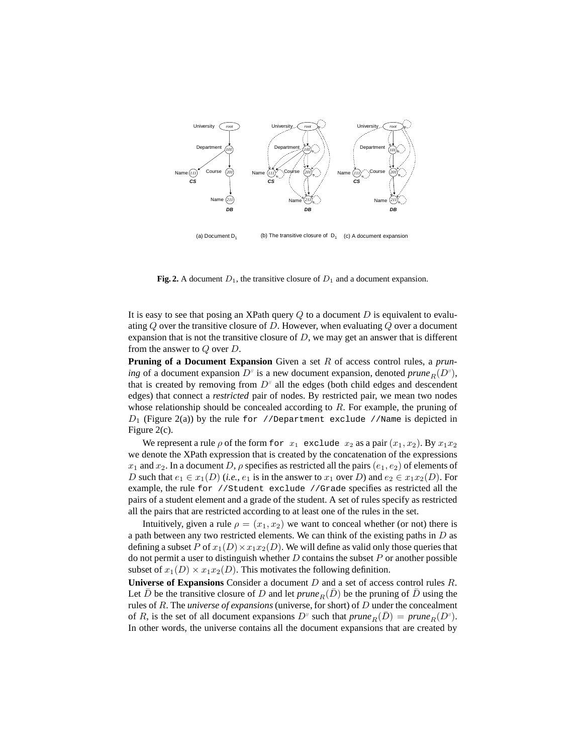(a) Document $D_1$ (b) The transitive closure of $D_1$ (c) A document expansion

**Fig. 2.** A document $D_1$, the transitive closure of $D_1$ and a document expansion.

It is easy to see that posing an XPath query $Q$ to a document $D$ is equivalent to evaluating $Q$ over the transitive closure of $D$. However, when evaluating $Q$ over a document expansion that is not the transitive closure of $D$, we may get an answer that is different from the answer to $Q$ over $D$.

**Pruning of a Document Expansion** Given a set $R$ of access control rules, a *pruning* of a document expansion $D''$ is a new document expansion, denoted *prune*$_R(D'')$, that is created by removing from $D''$ all the edges (both child edges and descendent edges) that connect a *restricted* pair of nodes. By restricted pair, we mean two nodes whose relationship should be concealed according to $R$. For example, the pruning of $D_1$ (Figure 2(a)) by the rule `for //Department exclude //Name` is depicted in Figure 2(c).

We represent a rule $\rho$ of the form `for` $x_1$ `exclude` $x_2$ as a pair $(x_1, x_2)$. By $x_1 x_2$ we denote the XPath expression that is created by the concatenation of the expressions $x_1$ and $x_2$. In a document $D$, $\rho$ specifies as restricted all the pairs $(e_1, e_2)$ of elements of $D$ such that $e_1 \in x_1(D)$ (*i.e.*, $e_1$ is in the answer to $x_1$ over $D$) and $e_2 \in x_1 x_2(D)$. For example, the rule `for //Student exclude //Grade` specifies as restricted all the pairs of a student element and a grade of the student. A set of rules specify as restricted all the pairs that are restricted according to at least one of the rules in the set.

Intuitively, given a rule $\rho = (x_1, x_2)$ we want to conceal whether (or not) there is a path between any two restricted elements. We can think of the existing paths in $D$ as defining a subset $P$ of $x_1(D) \times x_1 x_2(D)$. We will define as valid only those queries that do not permit a user to distinguish whether $D$ contains the subset $P$ or another possible subset of $x_1(D) \times x_1 x_2(D)$. This motivates the following definition.

**Universe of Expansions** Consider a document $D$ and a set of access control rules $R$. Let $\bar{D}$ be the transitive closure of $D$ and let *prune*$_R(\bar{D})$ be the pruning of $\bar{D}$ using the rules of $R$. The *universe of expansions* (universe, for short) of $D$ under the concealment of $R$, is the set of all document expansions $D''$ such that *prune*$_R(\bar{D})$ = *prune*$_R(D'')$. In other words, the universe contains all the document expansions that are created by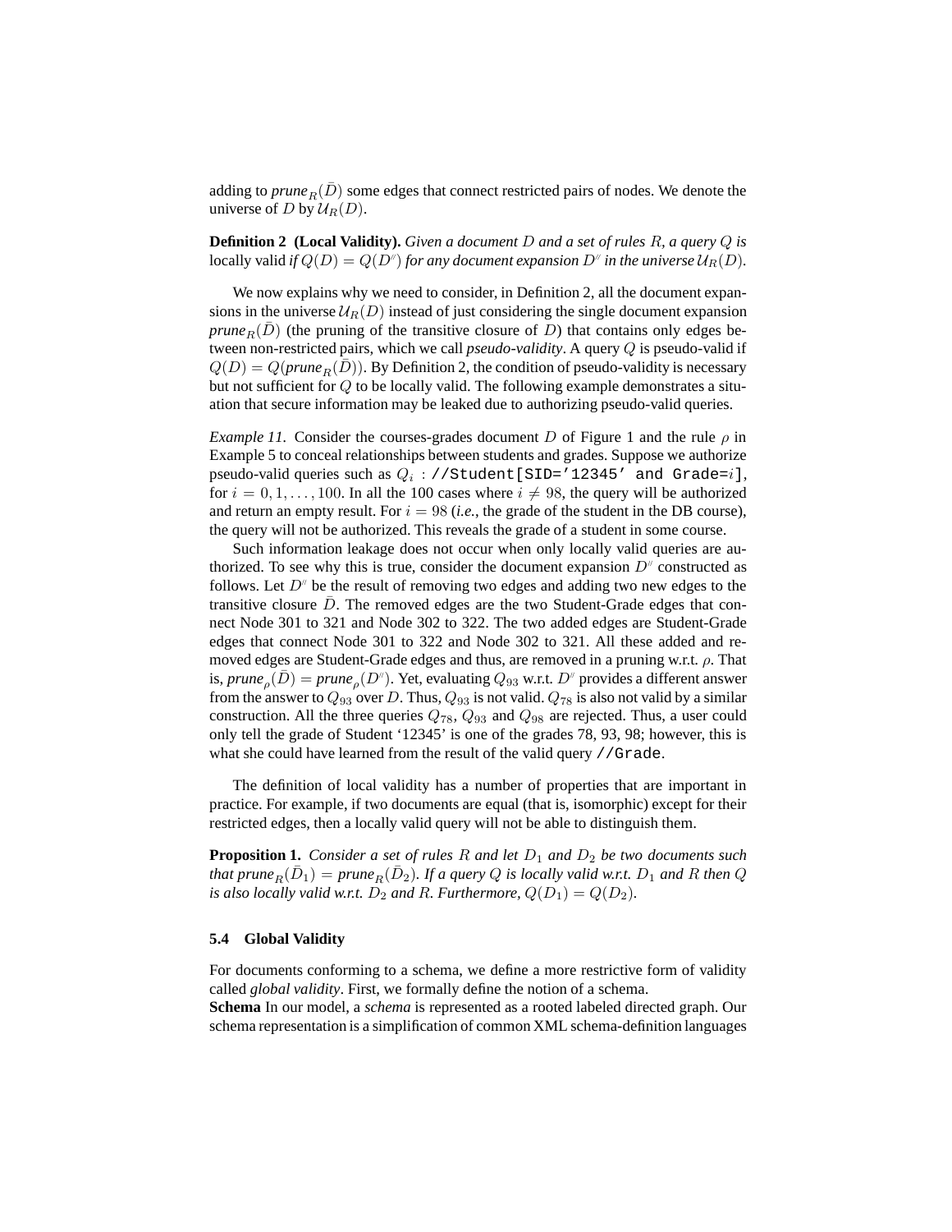adding to $prune_R(\bar{D})$ some edges that connect restricted pairs of nodes. We denote the universe of $D$ by $\mathcal{U}_R(D)$.

**Definition 2 (Local Validity).** *Given a document $D$ and a set of rules $R$, a query $Q$ is* locally valid *if $Q(D) = Q(D^{\prime\prime})$ for any document expansion $D^{\prime\prime}$ in the universe $\mathcal{U}_R(D)$.*

We now explains why we need to consider, in Definition 2, all the document expansions in the universe $\mathcal{U}_R(D)$ instead of just considering the single document expansion $prune_R(\bar{D})$ (the pruning of the transitive closure of $D$) that contains only edges between non-restricted pairs, which we call *pseudo-validity*. A query $Q$ is pseudo-valid if $Q(D) = Q(prune_R(\bar{D}))$. By Definition 2, the condition of pseudo-validity is necessary but not sufficient for $Q$ to be locally valid. The following example demonstrates a situation that secure information may be leaked due to authorizing pseudo-valid queries.

*Example 11.* Consider the courses-grades document $D$ of Figure 1 and the rule $\rho$ in Example 5 to conceal relationships between students and grades. Suppose we authorize pseudo-valid queries such as $Q_i$ : `//Student[SID='12345' and Grade=`$i$`]`, for $i = 0, 1, \ldots, 100$. In all the 100 cases where $i \neq 98$, the query will be authorized and return an empty result. For $i = 98$ (*i.e.*, the grade of the student in the DB course), the query will not be authorized. This reveals the grade of a student in some course.

Such information leakage does not occur when only locally valid queries are authorized. To see why this is true, consider the document expansion $D^{\prime\prime}$ constructed as follows. Let $D^{\prime\prime}$ be the result of removing two edges and adding two new edges to the transitive closure $\bar{D}$. The removed edges are the two Student-Grade edges that connect Node 301 to 321 and Node 302 to 322. The two added edges are Student-Grade edges that connect Node 301 to 322 and Node 302 to 321. All these added and removed edges are Student-Grade edges and thus, are removed in a pruning w.r.t. $\rho$. That is, $prune_\rho(\bar{D}) = prune_\rho(D^{\prime\prime})$. Yet, evaluating $Q_{93}$ w.r.t. $D^{\prime\prime}$ provides a different answer from the answer to $Q_{93}$ over $D$. Thus, $Q_{93}$ is not valid. $Q_{78}$ is also not valid by a similar construction. All the three queries $Q_{78}$, $Q_{93}$ and $Q_{98}$ are rejected. Thus, a user could only tell the grade of Student '12345' is one of the grades 78, 93, 98; however, this is what she could have learned from the result of the valid query `//Grade`.

The definition of local validity has a number of properties that are important in practice. For example, if two documents are equal (that is, isomorphic) except for their restricted edges, then a locally valid query will not be able to distinguish them.

**Proposition 1.** *Consider a set of rules $R$ and let $D_1$ and $D_2$ be two documents such that $prune_R(\bar{D}_1) = prune_R(\bar{D}_2)$. If a query $Q$ is locally valid w.r.t. $D_1$ and $R$ then $Q$ is also locally valid w.r.t. $D_2$ and $R$. Furthermore, $Q(D_1) = Q(D_2)$.*

### 5.4 Global Validity

For documents conforming to a schema, we define a more restrictive form of validity called *global validity*. First, we formally define the notion of a schema.

**Schema** In our model, a *schema* is represented as a rooted labeled directed graph. Our schema representation is a simplification of common XML schema-definition languages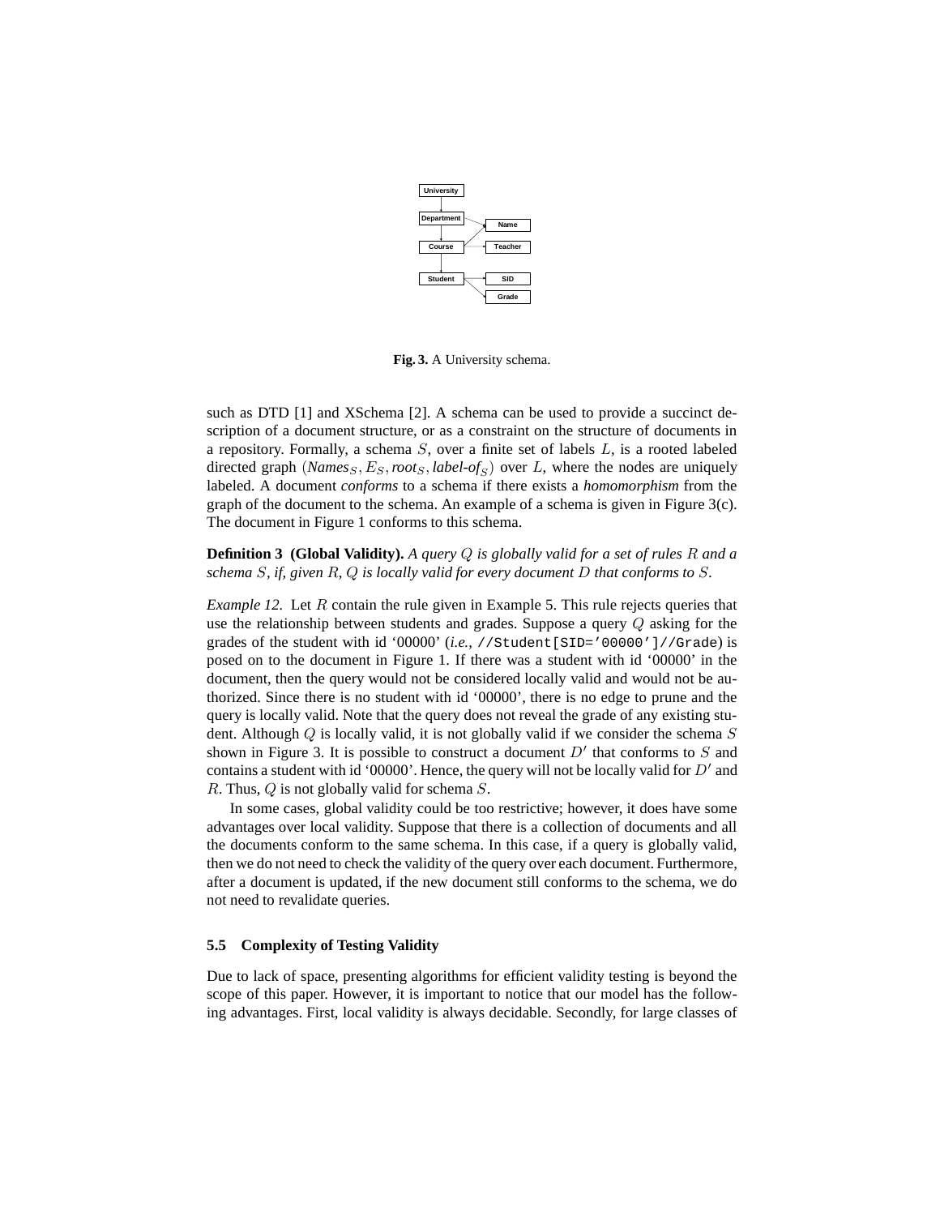Fig. 3. A University schema.

such as DTD [1] and XSchema [2]. A schema can be used to provide a succinct description of a document structure, or as a constraint on the structure of documents in a repository. Formally, a schema $S$, over a finite set of labels $L$, is a rooted labeled directed graph $(\mathit{Names}_S, E_S, \mathit{root}_S, \mathit{label\text{-}of}_S)$ over $L$, where the nodes are uniquely labeled. A document *conforms* to a schema if there exists a *homomorphism* from the graph of the document to the schema. An example of a schema is given in Figure 3(c). The document in Figure 1 conforms to this schema.

**Definition 3 (Global Validity).** *A query $Q$ is globally valid for a set of rules $R$ and a schema $S$, if, given $R$, $Q$ is locally valid for every document $D$ that conforms to $S$.*

*Example 12.* Let $R$ contain the rule given in Example 5. This rule rejects queries that use the relationship between students and grades. Suppose a query $Q$ asking for the grades of the student with id '00000' (*i.e.*, `//Student[SID='00000']//Grade`) is posed on to the document in Figure 1. If there was a student with id '00000' in the document, then the query would not be considered locally valid and would not be authorized. Since there is no student with id '00000', there is no edge to prune and the query is locally valid. Note that the query does not reveal the grade of any existing student. Although $Q$ is locally valid, it is not globally valid if we consider the schema $S$ shown in Figure 3. It is possible to construct a document $D'$ that conforms to $S$ and contains a student with id '00000'. Hence, the query will not be locally valid for $D'$ and $R$. Thus, $Q$ is not globally valid for schema $S$.

In some cases, global validity could be too restrictive; however, it does have some advantages over local validity. Suppose that there is a collection of documents and all the documents conform to the same schema. In this case, if a query is globally valid, then we do not need to check the validity of the query over each document. Furthermore, after a document is updated, if the new document still conforms to the schema, we do not need to revalidate queries.

### 5.5 Complexity of Testing Validity

Due to lack of space, presenting algorithms for efficient validity testing is beyond the scope of this paper. However, it is important to notice that our model has the following advantages. First, local validity is always decidable. Secondly, for large classes of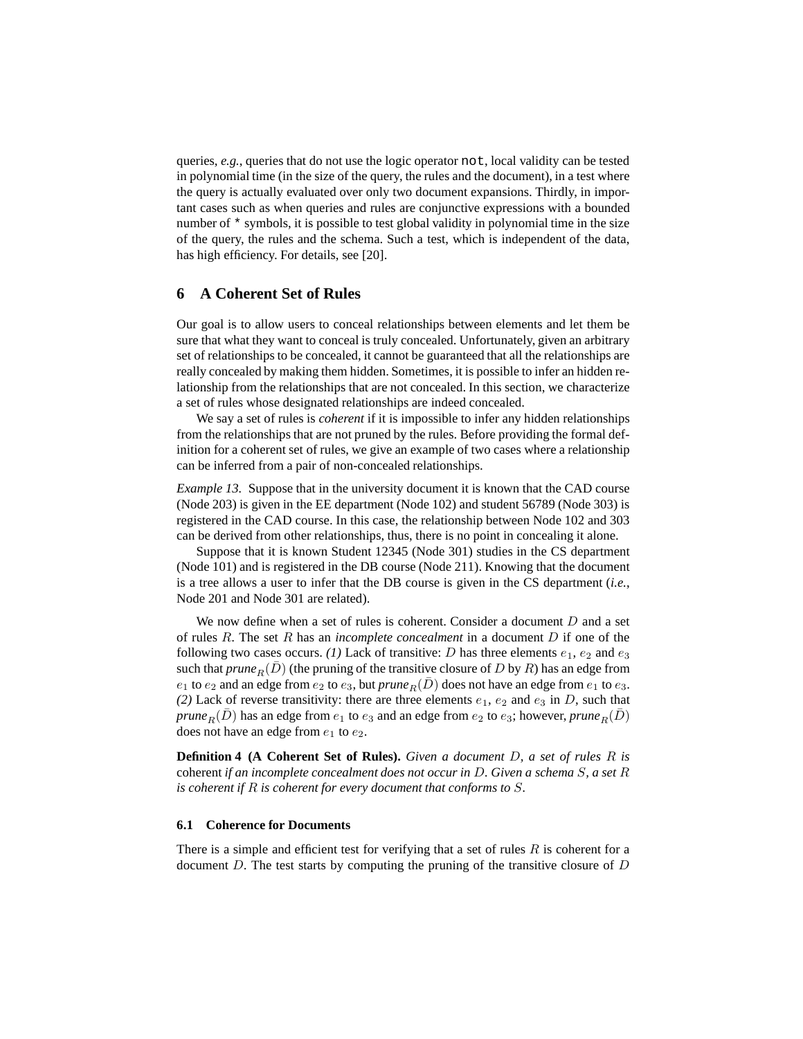queries, *e.g.*, queries that do not use the logic operator `not`, local validity can be tested in polynomial time (in the size of the query, the rules and the document), in a test where the query is actually evaluated over only two document expansions. Thirdly, in important cases such as when queries and rules are conjunctive expressions with a bounded number of `*` symbols, it is possible to test global validity in polynomial time in the size of the query, the rules and the schema. Such a test, which is independent of the data, has high efficiency. For details, see [20].

## 6 A Coherent Set of Rules

Our goal is to allow users to conceal relationships between elements and let them be sure that what they want to conceal is truly concealed. Unfortunately, given an arbitrary set of relationships to be concealed, it cannot be guaranteed that all the relationships are really concealed by making them hidden. Sometimes, it is possible to infer an hidden relationship from the relationships that are not concealed. In this section, we characterize a set of rules whose designated relationships are indeed concealed.

We say a set of rules is *coherent* if it is impossible to infer any hidden relationships from the relationships that are not pruned by the rules. Before providing the formal definition for a coherent set of rules, we give an example of two cases where a relationship can be inferred from a pair of non-concealed relationships.

*Example 13.* Suppose that in the university document it is known that the CAD course (Node 203) is given in the EE department (Node 102) and student 56789 (Node 303) is registered in the CAD course. In this case, the relationship between Node 102 and 303 can be derived from other relationships, thus, there is no point in concealing it alone.

Suppose that it is known Student 12345 (Node 301) studies in the CS department (Node 101) and is registered in the DB course (Node 211). Knowing that the document is a tree allows a user to infer that the DB course is given in the CS department (*i.e.*, Node 201 and Node 301 are related).

We now define when a set of rules is coherent. Consider a document $D$ and a set of rules $R$. The set $R$ has an *incomplete concealment* in a document $D$ if one of the following two cases occurs. *(1)* Lack of transitive: $D$ has three elements $e_1$, $e_2$ and $e_3$ such that $\textit{prune}_R(\bar{D})$ (the pruning of the transitive closure of $D$ by $R$) has an edge from $e_1$ to $e_2$ and an edge from $e_2$ to $e_3$, but $\textit{prune}_R(\bar{D})$ does not have an edge from $e_1$ to $e_3$. *(2)* Lack of reverse transitivity: there are three elements $e_1$, $e_2$ and $e_3$ in $D$, such that $\textit{prune}_R(\bar{D})$ has an edge from $e_1$ to $e_3$ and an edge from $e_2$ to $e_3$; however, $\textit{prune}_R(\bar{D})$ does not have an edge from $e_1$ to $e_2$.

**Definition 4 (A Coherent Set of Rules).** *Given a document $D$, a set of rules $R$ is* coherent *if an incomplete concealment does not occur in $D$. Given a schema $S$, a set $R$ is coherent if $R$ is coherent for every document that conforms to $S$.*

### 6.1 Coherence for Documents

There is a simple and efficient test for verifying that a set of rules $R$ is coherent for a document $D$. The test starts by computing the pruning of the transitive closure of $D$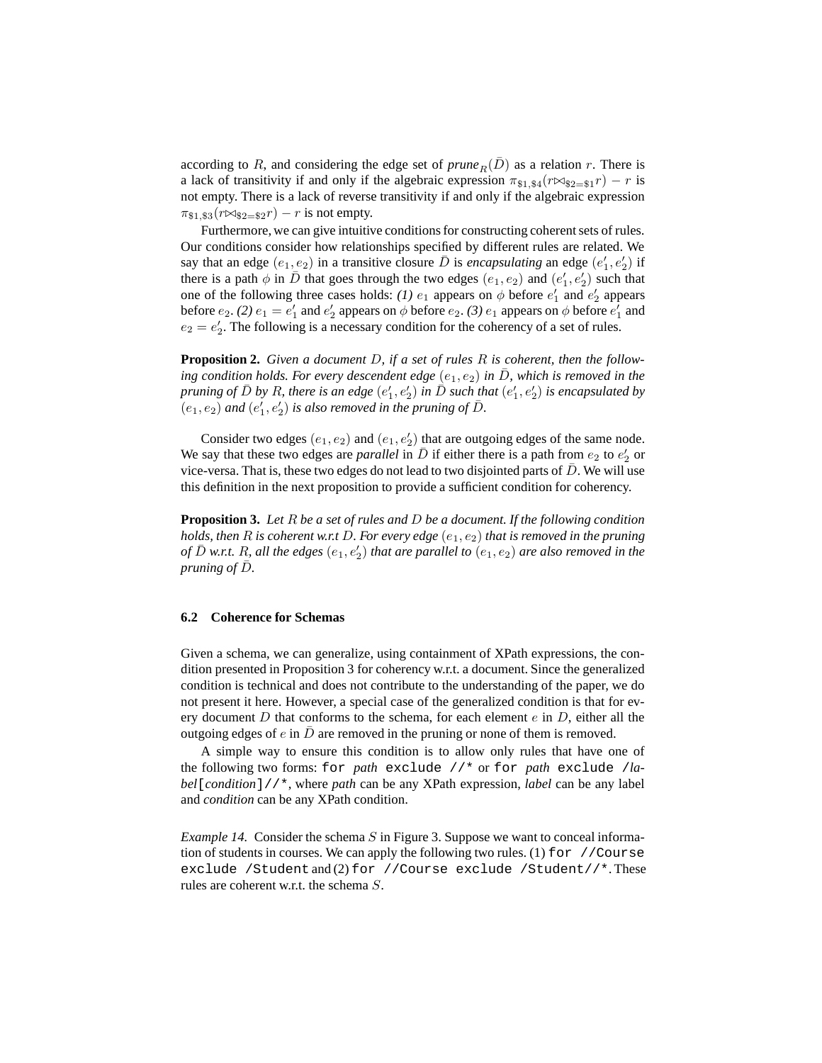according to $R$, and considering the edge set of $prune_R(\bar{D})$ as a relation $r$. There is a lack of transitivity if and only if the algebraic expression $\pi_{\$1,\$4}(r \bowtie_{\$2=\$1} r) - r$ is not empty. There is a lack of reverse transitivity if and only if the algebraic expression $\pi_{\$1,\$3}(r \bowtie_{\$2=\$2} r) - r$ is not empty.

Furthermore, we can give intuitive conditions for constructing coherent sets of rules. Our conditions consider how relationships specified by different rules are related. We say that an edge $(e_1, e_2)$ in a transitive closure $\bar{D}$ is *encapsulating* an edge $(e'_1, e'_2)$ if there is a path $\phi$ in $\bar{D}$ that goes through the two edges $(e_1, e_2)$ and $(e'_1, e'_2)$ such that one of the following three cases holds: *(1)* $e_1$ appears on $\phi$ before $e'_1$ and $e'_2$ appears before $e_2$. *(2)* $e_1 = e'_1$ and $e'_2$ appears on $\phi$ before $e_2$. *(3)* $e_1$ appears on $\phi$ before $e'_1$ and $e_2 = e'_2$. The following is a necessary condition for the coherency of a set of rules.

**Proposition 2.** *Given a document $D$, if a set of rules $R$ is coherent, then the following condition holds. For every descendent edge $(e_1, e_2)$ in $\bar{D}$, which is removed in the pruning of $\bar{D}$ by $R$, there is an edge $(e'_1, e'_2)$ in $\bar{D}$ such that $(e'_1, e'_2)$ is encapsulated by $(e_1, e_2)$ and $(e'_1, e'_2)$ is also removed in the pruning of $\bar{D}$.*

Consider two edges $(e_1, e_2)$ and $(e_1, e'_2)$ that are outgoing edges of the same node. We say that these two edges are *parallel* in $\bar{D}$ if either there is a path from $e_2$ to $e'_2$ or vice-versa. That is, these two edges do not lead to two disjointed parts of $\bar{D}$. We will use this definition in the next proposition to provide a sufficient condition for coherency.

**Proposition 3.** *Let $R$ be a set of rules and $D$ be a document. If the following condition holds, then $R$ is coherent w.r.t $D$. For every edge $(e_1, e_2)$ that is removed in the pruning of $\bar{D}$ w.r.t. $R$, all the edges $(e_1, e'_2)$ that are parallel to $(e_1, e_2)$ are also removed in the pruning of $\bar{D}$.*

### 6.2 Coherence for Schemas

Given a schema, we can generalize, using containment of XPath expressions, the condition presented in Proposition 3 for coherency w.r.t. a document. Since the generalized condition is technical and does not contribute to the understanding of the paper, we do not present it here. However, a special case of the generalized condition is that for every document $D$ that conforms to the schema, for each element $e$ in $D$, either all the outgoing edges of $e$ in $\bar{D}$ are removed in the pruning or none of them is removed.

A simple way to ensure this condition is to allow only rules that have one of the following two forms: `for` *path* `exclude //*` or `for` *path* `exclude /`*label*`[`*condition*`]//*`, where *path* can be any XPath expression, *label* can be any label and *condition* can be any XPath condition.

*Example 14.* Consider the schema $S$ in Figure 3. Suppose we want to conceal information of students in courses. We can apply the following two rules. (1) `for //Course exclude /Student` and (2) `for //Course exclude /Student//*`. These rules are coherent w.r.t. the schema $S$.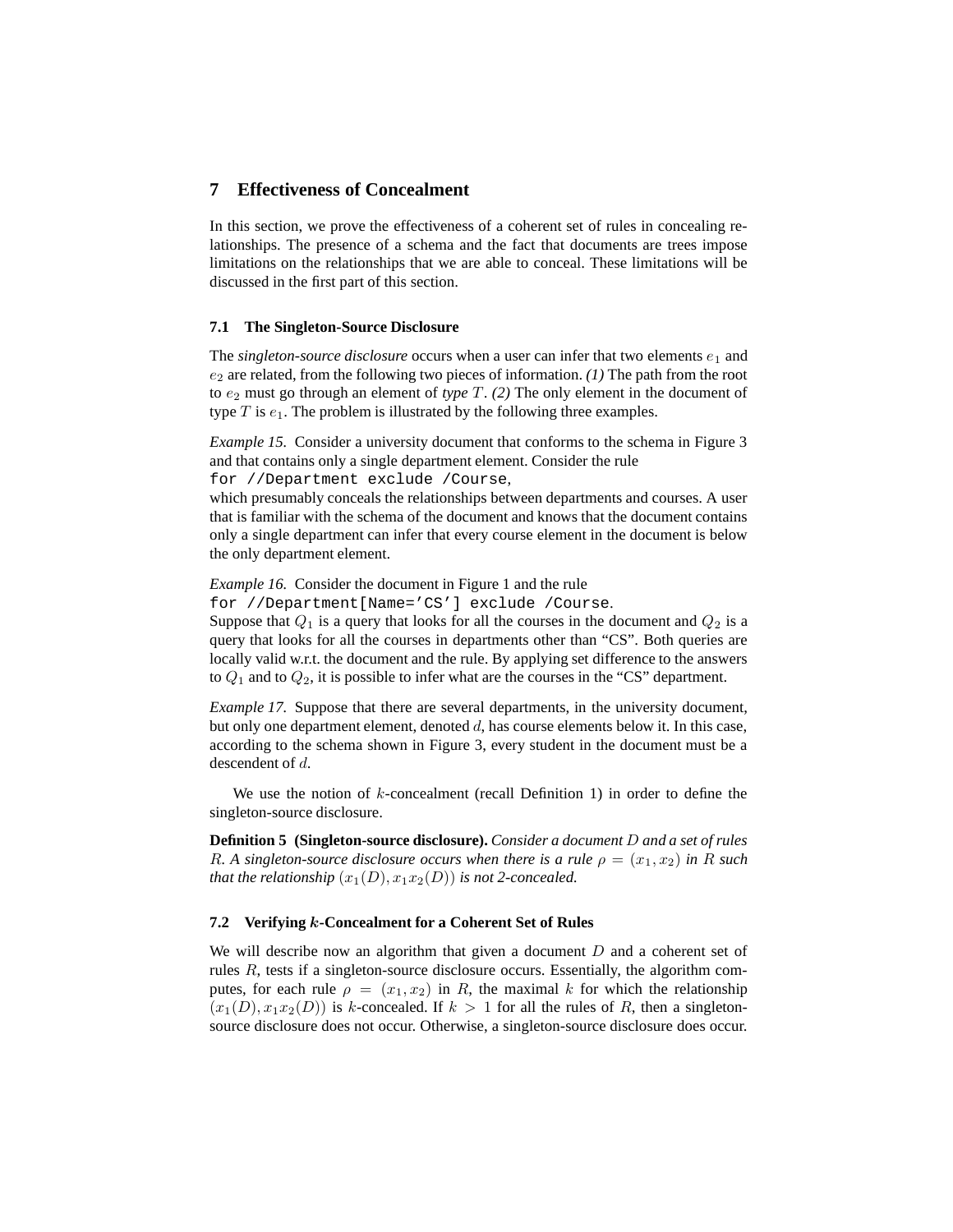## 7 Effectiveness of Concealment

In this section, we prove the effectiveness of a coherent set of rules in concealing relationships. The presence of a schema and the fact that documents are trees impose limitations on the relationships that we are able to conceal. These limitations will be discussed in the first part of this section.

### 7.1 The Singleton-Source Disclosure

The *singleton-source disclosure* occurs when a user can infer that two elements $e_1$ and $e_2$ are related, from the following two pieces of information. *(1)* The path from the root to $e_2$ must go through an element of *type* $T$. *(2)* The only element in the document of type $T$ is $e_1$. The problem is illustrated by the following three examples.

*Example 15.* Consider a university document that conforms to the schema in Figure 3 and that contains only a single department element. Consider the rule
`for //Department exclude /Course`,
which presumably conceals the relationships between departments and courses. A user that is familiar with the schema of the document and knows that the document contains only a single department can infer that every course element in the document is below the only department element.

*Example 16.* Consider the document in Figure 1 and the rule
`for //Department[Name='CS'] exclude /Course`.
Suppose that $Q_1$ is a query that looks for all the courses in the document and $Q_2$ is a query that looks for all the courses in departments other than "CS". Both queries are locally valid w.r.t. the document and the rule. By applying set difference to the answers to $Q_1$ and to $Q_2$, it is possible to infer what are the courses in the "CS" department.

*Example 17.* Suppose that there are several departments, in the university document, but only one department element, denoted $d$, has course elements below it. In this case, according to the schema shown in Figure 3, every student in the document must be a descendent of $d$.

We use the notion of $k$-concealment (recall Definition 1) in order to define the singleton-source disclosure.

**Definition 5 (Singleton-source disclosure).** *Consider a document $D$ and a set of rules $R$. A singleton-source disclosure occurs when there is a rule $\rho = (x_1, x_2)$ in $R$ such that the relationship $(x_1(D), x_1x_2(D))$ is not 2-concealed.*

### 7.2 Verifying $k$-Concealment for a Coherent Set of Rules

We will describe now an algorithm that given a document $D$ and a coherent set of rules $R$, tests if a singleton-source disclosure occurs. Essentially, the algorithm computes, for each rule $\rho = (x_1, x_2)$ in $R$, the maximal $k$ for which the relationship $(x_1(D), x_1x_2(D))$ is $k$-concealed. If $k > 1$ for all the rules of $R$, then a singleton-source disclosure does not occur. Otherwise, a singleton-source disclosure does occur.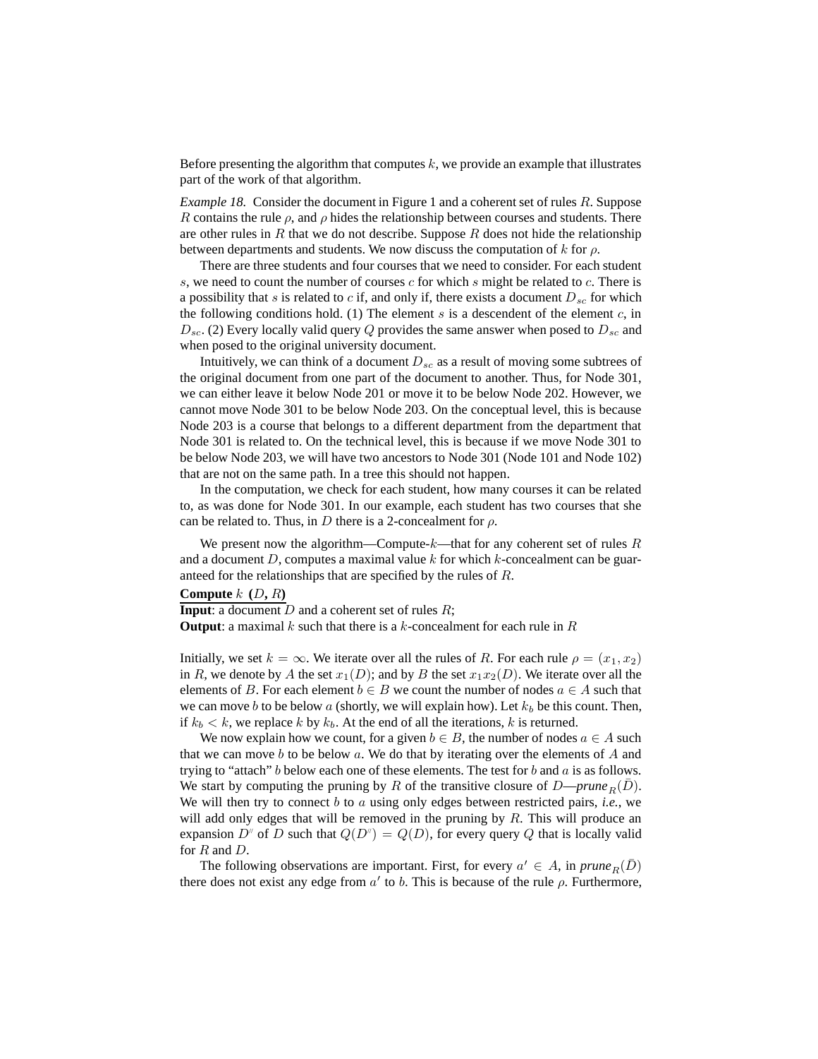Before presenting the algorithm that computes $k$, we provide an example that illustrates part of the work of that algorithm.

*Example 18.* Consider the document in Figure 1 and a coherent set of rules $R$. Suppose $R$ contains the rule $\rho$, and $\rho$ hides the relationship between courses and students. There are other rules in $R$ that we do not describe. Suppose $R$ does not hide the relationship between departments and students. We now discuss the computation of $k$ for $\rho$.

There are three students and four courses that we need to consider. For each student $s$, we need to count the number of courses $c$ for which $s$ might be related to $c$. There is a possibility that $s$ is related to $c$ if, and only if, there exists a document $D_{sc}$ for which the following conditions hold. (1) The element $s$ is a descendent of the element $c$, in $D_{sc}$. (2) Every locally valid query $Q$ provides the same answer when posed to $D_{sc}$ and when posed to the original university document.

Intuitively, we can think of a document $D_{sc}$ as a result of moving some subtrees of the original document from one part of the document to another. Thus, for Node 301, we can either leave it below Node 201 or move it to be below Node 202. However, we cannot move Node 301 to be below Node 203. On the conceptual level, this is because Node 203 is a course that belongs to a different department from the department that Node 301 is related to. On the technical level, this is because if we move Node 301 to be below Node 203, we will have two ancestors to Node 301 (Node 101 and Node 102) that are not on the same path. In a tree this should not happen.

In the computation, we check for each student, how many courses it can be related to, as was done for Node 301. In our example, each student has two courses that she can be related to. Thus, in $D$ there is a 2-concealment for $\rho$.

We present now the algorithm—Compute-$k$—that for any coherent set of rules $R$ and a document $D$, computes a maximal value $k$ for which $k$-concealment can be guaranteed for the relationships that are specified by the rules of $R$.

**Compute $k$ ($D$, $R$)**
**Input**: a document $D$ and a coherent set of rules $R$;
**Output**: a maximal $k$ such that there is a $k$-concealment for each rule in $R$

Initially, we set $k = \infty$. We iterate over all the rules of $R$. For each rule $\rho = (x_1, x_2)$ in $R$, we denote by $A$ the set $x_1(D)$; and by $B$ the set $x_1x_2(D)$. We iterate over all the elements of $B$. For each element $b \in B$ we count the number of nodes $a \in A$ such that we can move $b$ to be below $a$ (shortly, we will explain how). Let $k_b$ be this count. Then, if $k_b < k$, we replace $k$ by $k_b$. At the end of all the iterations, $k$ is returned.

We now explain how we count, for a given $b \in B$, the number of nodes $a \in A$ such that we can move $b$ to be below $a$. We do that by iterating over the elements of $A$ and trying to "attach" $b$ below each one of these elements. The test for $b$ and $a$ is as follows. We start by computing the pruning by $R$ of the transitive closure of $D$—$\textit{prune}_R(\bar{D})$. We will then try to connect $b$ to $a$ using only edges between restricted pairs, *i.e.*, we will add only edges that will be removed in the pruning by $R$. This will produce an expansion $D''$ of $D$ such that $Q(D'') = Q(D)$, for every query $Q$ that is locally valid for $R$ and $D$.

The following observations are important. First, for every $a' \in A$, in $\textit{prune}_R(\bar{D})$ there does not exist any edge from $a'$ to $b$. This is because of the rule $\rho$. Furthermore,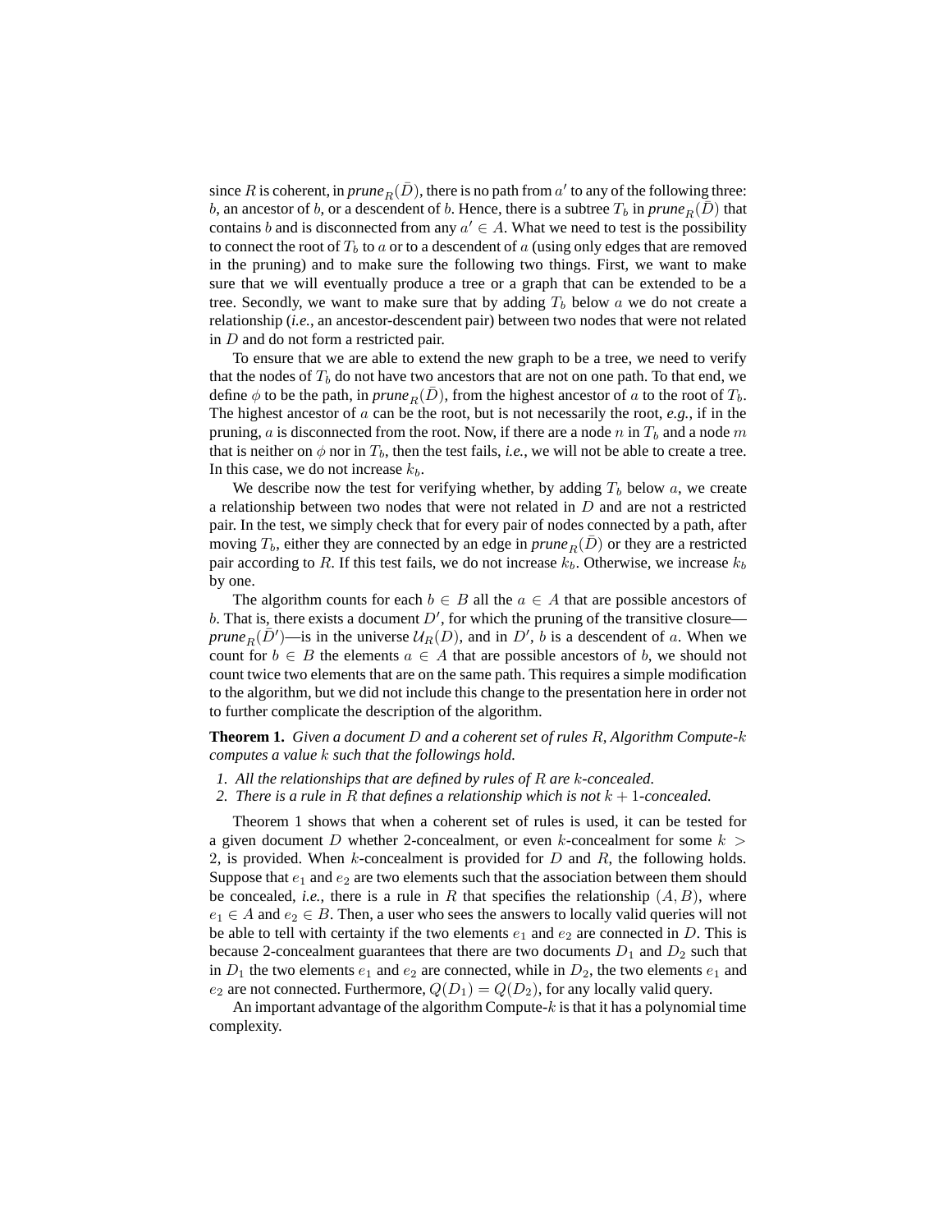since $R$ is coherent, in $\textit{prune}_R(\bar{D})$, there is no path from $a'$ to any of the following three: $b$, an ancestor of $b$, or a descendent of $b$. Hence, there is a subtree $T_b$ in $\textit{prune}_R(\bar{D})$ that contains $b$ and is disconnected from any $a' \in A$. What we need to test is the possibility to connect the root of $T_b$ to $a$ or to a descendent of $a$ (using only edges that are removed in the pruning) and to make sure the following two things. First, we want to make sure that we will eventually produce a tree or a graph that can be extended to be a tree. Secondly, we want to make sure that by adding $T_b$ below $a$ we do not create a relationship (*i.e.*, an ancestor-descendent pair) between two nodes that were not related in $D$ and do not form a restricted pair.

To ensure that we are able to extend the new graph to be a tree, we need to verify that the nodes of $T_b$ do not have two ancestors that are not on one path. To that end, we define $\phi$ to be the path, in $\textit{prune}_R(\bar{D})$, from the highest ancestor of $a$ to the root of $T_b$. The highest ancestor of $a$ can be the root, but is not necessarily the root, *e.g.*, if in the pruning, $a$ is disconnected from the root. Now, if there are a node $n$ in $T_b$ and a node $m$ that is neither on $\phi$ nor in $T_b$, then the test fails, *i.e.*, we will not be able to create a tree. In this case, we do not increase $k_b$.

We describe now the test for verifying whether, by adding $T_b$ below $a$, we create a relationship between two nodes that were not related in $D$ and are not a restricted pair. In the test, we simply check that for every pair of nodes connected by a path, after moving $T_b$, either they are connected by an edge in $\textit{prune}_R(\bar{D})$ or they are a restricted pair according to $R$. If this test fails, we do not increase $k_b$. Otherwise, we increase $k_b$ by one.

The algorithm counts for each $b \in B$ all the $a \in A$ that are possible ancestors of $b$. That is, there exists a document $D'$, for which the pruning of the transitive closure—$\textit{prune}_R(\bar{D}')$—is in the universe $\mathcal{U}_R(D)$, and in $D'$, $b$ is a descendent of $a$. When we count for $b \in B$ the elements $a \in A$ that are possible ancestors of $b$, we should not count twice two elements that are on the same path. This requires a simple modification to the algorithm, but we did not include this change to the presentation here in order not to further complicate the description of the algorithm.

**Theorem 1.** *Given a document $D$ and a coherent set of rules $R$, Algorithm Compute-$k$ computes a value $k$ such that the followings hold.*

1. *All the relationships that are defined by rules of $R$ are $k$-concealed.*
2. *There is a rule in $R$ that defines a relationship which is not $k+1$-concealed.*

Theorem 1 shows that when a coherent set of rules is used, it can be tested for a given document $D$ whether 2-concealment, or even $k$-concealment for some $k > 2$, is provided. When $k$-concealment is provided for $D$ and $R$, the following holds. Suppose that $e_1$ and $e_2$ are two elements such that the association between them should be concealed, *i.e.*, there is a rule in $R$ that specifies the relationship $(A, B)$, where $e_1 \in A$ and $e_2 \in B$. Then, a user who sees the answers to locally valid queries will not be able to tell with certainty if the two elements $e_1$ and $e_2$ are connected in $D$. This is because 2-concealment guarantees that there are two documents $D_1$ and $D_2$ such that in $D_1$ the two elements $e_1$ and $e_2$ are connected, while in $D_2$, the two elements $e_1$ and $e_2$ are not connected. Furthermore, $Q(D_1) = Q(D_2)$, for any locally valid query.

An important advantage of the algorithm Compute-$k$ is that it has a polynomial time complexity.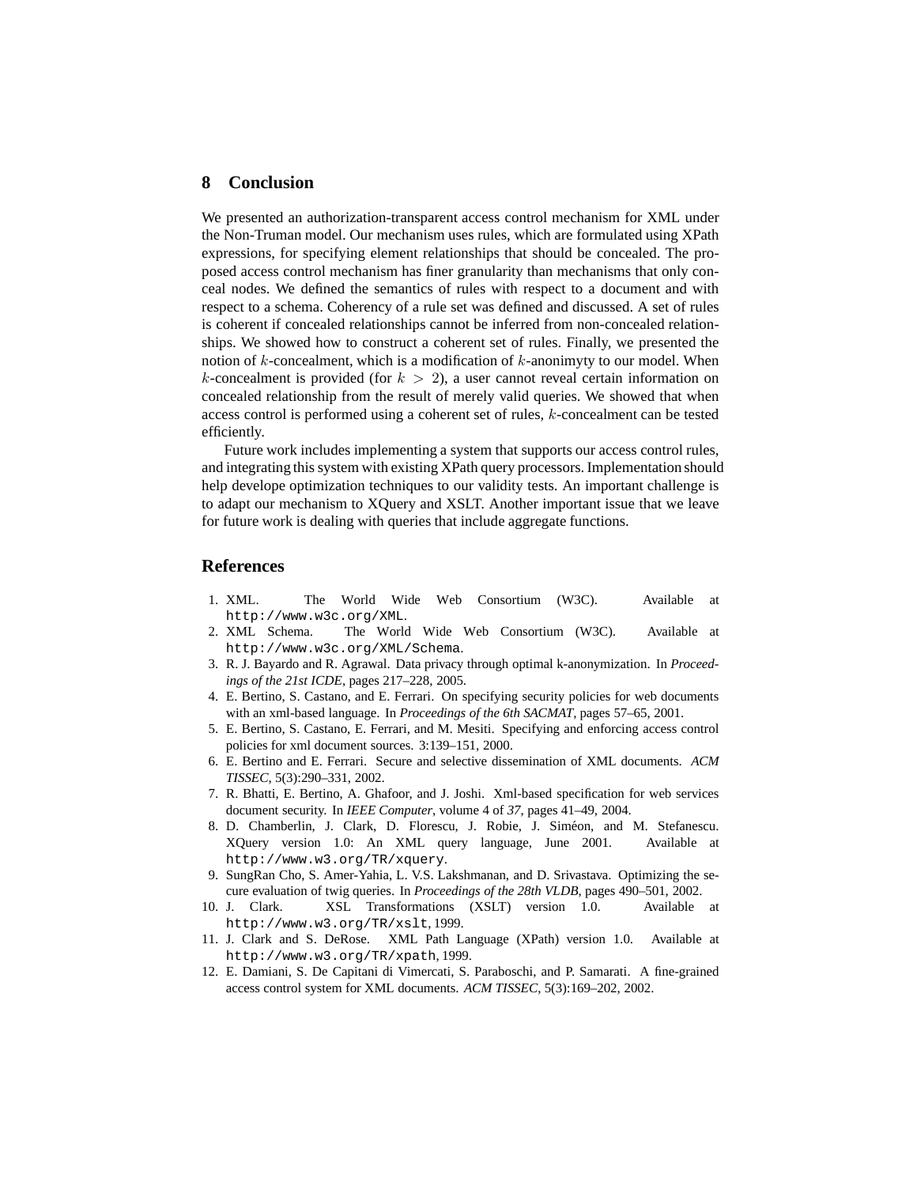## 8 Conclusion

We presented an authorization-transparent access control mechanism for XML under the Non-Truman model. Our mechanism uses rules, which are formulated using XPath expressions, for specifying element relationships that should be concealed. The proposed access control mechanism has finer granularity than mechanisms that only conceal nodes. We defined the semantics of rules with respect to a document and with respect to a schema. Coherency of a rule set was defined and discussed. A set of rules is coherent if concealed relationships cannot be inferred from non-concealed relationships. We showed how to construct a coherent set of rules. Finally, we presented the notion of $k$-concealment, which is a modification of $k$-anonimyty to our model. When $k$-concealment is provided (for $k > 2$), a user cannot reveal certain information on concealed relationship from the result of merely valid queries. We showed that when access control is performed using a coherent set of rules, $k$-concealment can be tested efficiently.

Future work includes implementing a system that supports our access control rules, and integrating this system with existing XPath query processors. Implementation should help develope optimization techniques to our validity tests. An important challenge is to adapt our mechanism to XQuery and XSLT. Another important issue that we leave for future work is dealing with queries that include aggregate functions.

## References

1. XML. The World Wide Web Consortium (W3C). Available at `http://www.w3c.org/XML`.
2. XML Schema. The World Wide Web Consortium (W3C). Available at `http://www.w3c.org/XML/Schema`.
3. R. J. Bayardo and R. Agrawal. Data privacy through optimal k-anonymization. In *Proceedings of the 21st ICDE*, pages 217–228, 2005.
4. E. Bertino, S. Castano, and E. Ferrari. On specifying security policies for web documents with an xml-based language. In *Proceedings of the 6th SACMAT*, pages 57–65, 2001.
5. E. Bertino, S. Castano, E. Ferrari, and M. Mesiti. Specifying and enforcing access control policies for xml document sources. 3:139–151, 2000.
6. E. Bertino and E. Ferrari. Secure and selective dissemination of XML documents. *ACM TISSEC*, 5(3):290–331, 2002.
7. R. Bhatti, E. Bertino, A. Ghafoor, and J. Joshi. Xml-based specification for web services document security. In *IEEE Computer*, volume 4 of *37*, pages 41–49, 2004.
8. D. Chamberlin, J. Clark, D. Florescu, J. Robie, J. Siméon, and M. Stefanescu. XQuery version 1.0: An XML query language, June 2001. Available at `http://www.w3.org/TR/xquery`.
9. SungRan Cho, S. Amer-Yahia, L. V.S. Lakshmanan, and D. Srivastava. Optimizing the secure evaluation of twig queries. In *Proceedings of the 28th VLDB*, pages 490–501, 2002.
10. J. Clark. XSL Transformations (XSLT) version 1.0. Available at `http://www.w3.org/TR/xslt`, 1999.
11. J. Clark and S. DeRose. XML Path Language (XPath) version 1.0. Available at `http://www.w3.org/TR/xpath`, 1999.
12. E. Damiani, S. De Capitani di Vimercati, S. Paraboschi, and P. Samarati. A fine-grained access control system for XML documents. *ACM TISSEC*, 5(3):169–202, 2002.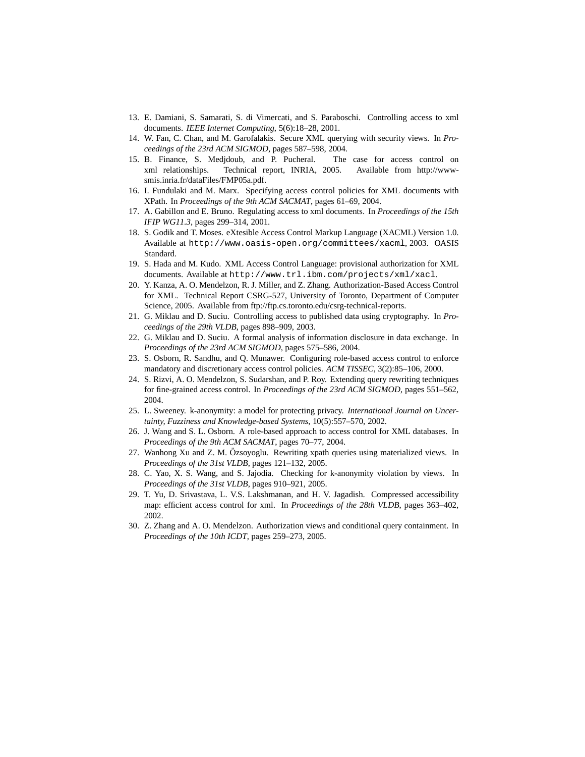13. E. Damiani, S. Samarati, S. di Vimercati, and S. Paraboschi. Controlling access to xml documents. *IEEE Internet Computing*, 5(6):18–28, 2001.
14. W. Fan, C. Chan, and M. Garofalakis. Secure XML querying with security views. In *Proceedings of the 23rd ACM SIGMOD*, pages 587–598, 2004.
15. B. Finance, S. Medjdoub, and P. Pucheral. The case for access control on xml relationships. Technical report, INRIA, 2005. Available from http://www-smis.inria.fr/dataFiles/FMP05a.pdf.
16. I. Fundulaki and M. Marx. Specifying access control policies for XML documents with XPath. In *Proceedings of the 9th ACM SACMAT*, pages 61–69, 2004.
17. A. Gabillon and E. Bruno. Regulating access to xml documents. In *Proceedings of the 15th IFIP WG11.3*, pages 299–314, 2001.
18. S. Godik and T. Moses. eXtesible Access Control Markup Language (XACML) Version 1.0. Available at `http://www.oasis-open.org/committees/xacml`, 2003. OASIS Standard.
19. S. Hada and M. Kudo. XML Access Control Language: provisional authorization for XML documents. Available at `http://www.trl.ibm.com/projects/xml/xacl`.
20. Y. Kanza, A. O. Mendelzon, R. J. Miller, and Z. Zhang. Authorization-Based Access Control for XML. Technical Report CSRG-527, University of Toronto, Department of Computer Science, 2005. Available from ftp://ftp.cs.toronto.edu/csrg-technical-reports.
21. G. Miklau and D. Suciu. Controlling access to published data using cryptography. In *Proceedings of the 29th VLDB*, pages 898–909, 2003.
22. G. Miklau and D. Suciu. A formal analysis of information disclosure in data exchange. In *Proceedings of the 23rd ACM SIGMOD*, pages 575–586, 2004.
23. S. Osborn, R. Sandhu, and Q. Munawer. Configuring role-based access control to enforce mandatory and discretionary access control policies. *ACM TISSEC*, 3(2):85–106, 2000.
24. S. Rizvi, A. O. Mendelzon, S. Sudarshan, and P. Roy. Extending query rewriting techniques for fine-grained access control. In *Proceedings of the 23rd ACM SIGMOD*, pages 551–562, 2004.
25. L. Sweeney. k-anonymity: a model for protecting privacy. *International Journal on Uncertainty, Fuzziness and Knowledge-based Systems*, 10(5):557–570, 2002.
26. J. Wang and S. L. Osborn. A role-based approach to access control for XML databases. In *Proceedings of the 9th ACM SACMAT*, pages 70–77, 2004.
27. Wanhong Xu and Z. M. Özsoyoglu. Rewriting xpath queries using materialized views. In *Proceedings of the 31st VLDB*, pages 121–132, 2005.
28. C. Yao, X. S. Wang, and S. Jajodia. Checking for k-anonymity violation by views. In *Proceedings of the 31st VLDB*, pages 910–921, 2005.
29. T. Yu, D. Srivastava, L. V.S. Lakshmanan, and H. V. Jagadish. Compressed accessibility map: efficient access control for xml. In *Proceedings of the 28th VLDB*, pages 363–402, 2002.
30. Z. Zhang and A. O. Mendelzon. Authorization views and conditional query containment. In *Proceedings of the 10th ICDT*, pages 259–273, 2005.